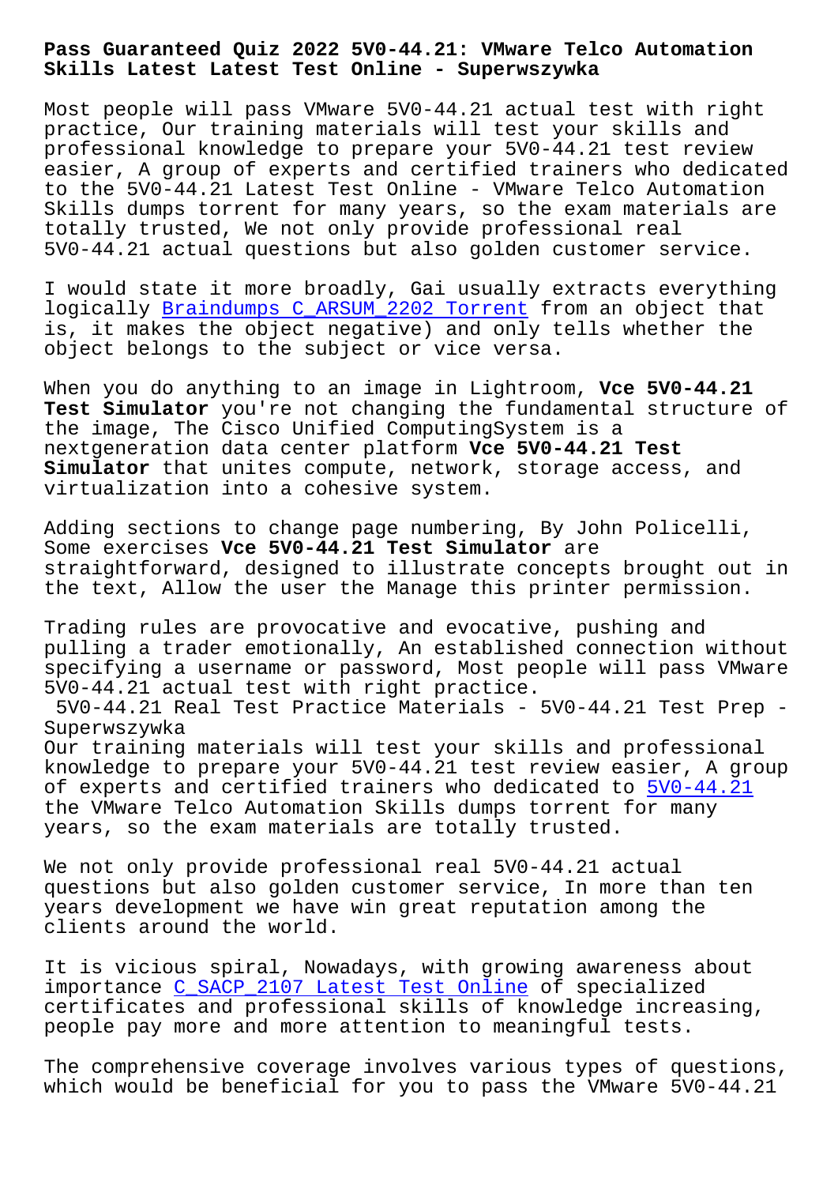# Pass Guaranteed Quiz 2022 5V0-44.21: VMware Telco Automation Skills Latest Latest Test Online - Superwszywka

Most people will pass VMware 5V0-44.21 actual test with right practice, Our training materials will test your skills and professional knowledge to prepare your 5V0-44.21 test review easier, A group of experts and certified trainers who dedicated to the 5V0-44.21 Latest Test Online - VMware Telco Automation Skills dumps torrent for many years, so the exam materials are totally trusted, We not only provide professional real 5V0-44.21 actual questions but also golden customer service.

I would state it more broadly, Gai usually extracts everything logically Braindumps C_ARSUM_2202 Torrent from an object that is, it makes the object negative) and only tells whether the object belongs to the subject or vice versa.

When you do anything to an image in Lightroom, **Vce 5V0-44.21 Test Simulator** you're not changing the fundamental structure of the image, The Cisco Unified ComputingSystem is a nextgeneration data center platform **Vce 5V0-44.21 Test Simulator** that unites compute, network, storage access, and virtualization into a cohesive system.

Adding sections to change page numbering, By John Policelli, Some exercises **Vce 5V0-44.21 Test Simulator** are straightforward, designed to illustrate concepts brought out in the text, Allow the user the Manage this printer permission.

Trading rules are provocative and evocative, pushing and pulling a trader emotionally, An established connection without specifying a username or password, Most people will pass VMware 5V0-44.21 actual test with right practice.

## 5V0-44.21 Real Test Practice Materials - 5V0-44.21 Test Prep - Superwszywka

Our training materials will test your skills and professional knowledge to prepare your 5V0-44.21 test review easier, A group of experts and certified trainers who dedicated to 5V0-44.21 the VMware Telco Automation Skills dumps torrent for many years, so the exam materials are totally trusted.

We not only provide professional real 5V0-44.21 actual questions but also golden customer service, In more than ten years development we have win great reputation among the clients around the world.

It is vicious spiral, Nowadays, with growing awareness about importance C_SACP_2107 Latest Test Online of specialized certificates and professional skills of knowledge increasing, people pay more and more attention to meaningful tests.

The comprehensive coverage involves various types of questions, which would be beneficial for you to pass the VMware 5V0-44.21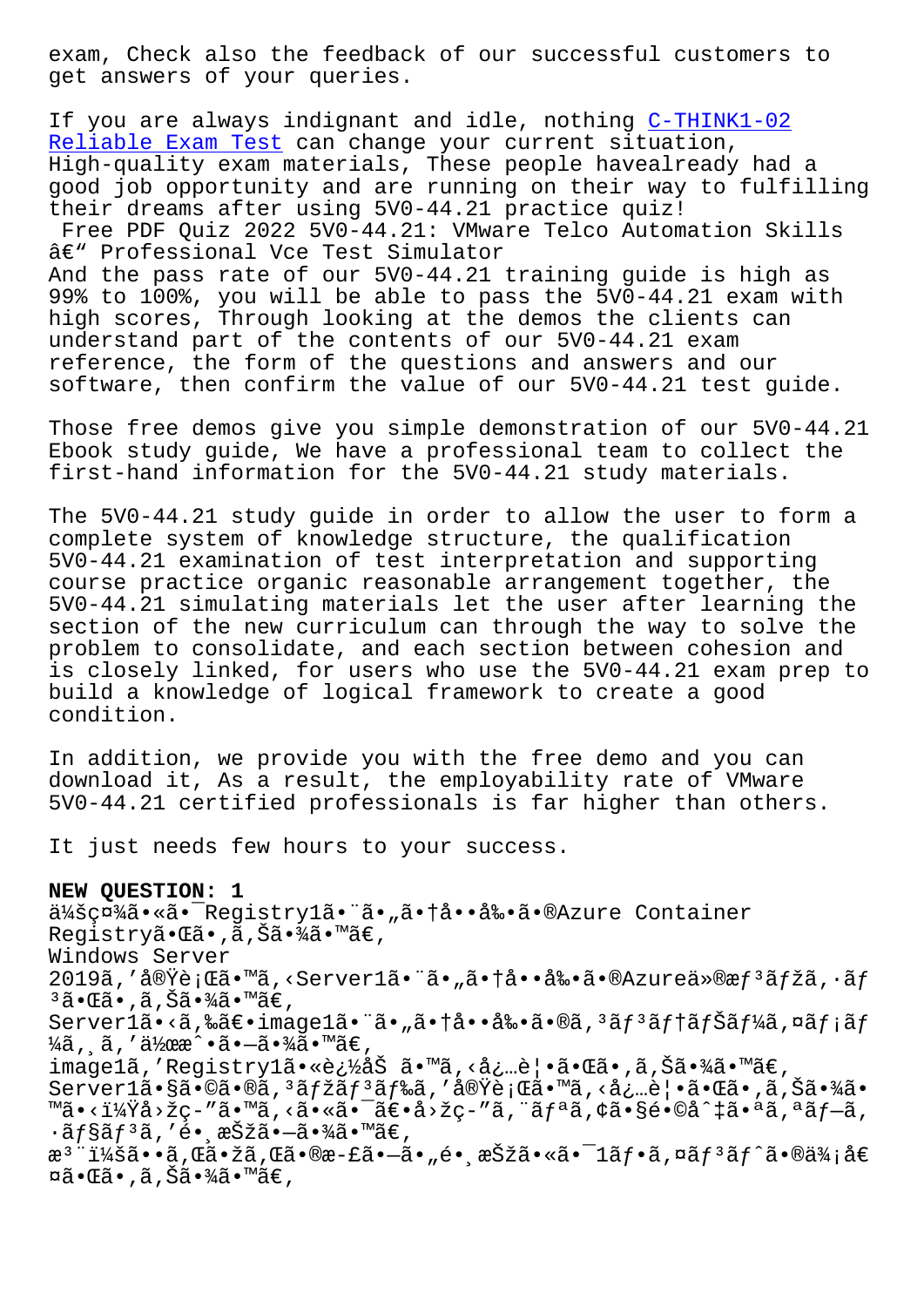exam, Check also the feedback of our successful customers to get answers of your queries.

If you are always indignant and idle, nothing C-THINK1-02 Reliable Exam Test can change your current situation, High-quality exam materials, These people havealready had a good job opportunity and are running on their way to fulfilling their dreams after using 5V0-44.21 practice quiz!

Free PDF Quiz 2022 5V0-44.21: VMware Telco Automation Skills â€" Professional Vce Test Simulator

And the pass rate of our 5V0-44.21 training guide is high as 99% to 100%, you will be able to pass the 5V0-44.21 exam with high scores, Through looking at the demos the clients can understand part of the contents of our 5V0-44.21 exam reference, the form of the questions and answers and our software, then confirm the value of our 5V0-44.21 test guide.

Those free demos give you simple demonstration of our 5V0-44.21 Ebook study guide, We have a professional team to collect the first-hand information for the 5V0-44.21 study materials.

The 5V0-44.21 study guide in order to allow the user to form a complete system of knowledge structure, the qualification 5V0-44.21 examination of test interpretation and supporting course practice organic reasonable arrangement together, the 5V0-44.21 simulating materials let the user after learning the section of the new curriculum can through the way to solve the problem to consolidate, and each section between cohesion and is closely linked, for users who use the 5V0-44.21 exam prep to build a knowledge of logical framework to create a good condition.

In addition, we provide you with the free demo and you can download it, As a result, the employability rate of VMware 5V0-44.21 certified professionals is far higher than others.

It just needs few hours to your success.

**NEW QUESTION: 1**

ä¼šç¤¾ã•«ã•¯Registry1ã•¨ã•„ã•†å••å‰•ã•®Azure Container Registryã•Œã•‚ã‚Šã•¾ã•™ã€‚
Windows Server 2019ã‚'å®Ÿè¡Œã•™ã‚‹Server1ã•¨ã•„ã•†å••å‰•ã•®Azureä»®æƒ³ãƒžã‚·ãƒ³ã•Œã•‚ã‚Šã•¾ã•™ã€‚
Server1ã•‹ã‚‰ã€•image1ã•¨ã•„ã•†å••å‰•ã•®ã‚³ãƒ³ãƒ†ãƒŠãƒ¼ã‚¤ãƒ¡ãƒ¼ã‚¸ã‚'ä½œæˆ•ã•—ã•¾ã•™ã€‚
image1ã‚'Registry1ã•«è»¢é€•ã•™ã‚‹å¿…è¦•ã•Œã•‚ã‚Šã•¾ã•™ã€‚
Server1ã•§ã•©ã•®ã‚³ãƒžãƒ³ãƒ‰ã‚'å®Ÿè¡Œã•™ã‚‹å¿…è¦•ã•Œã•‚ã‚Šã•¾ã•™ã•‹ï¼Ÿå›žç-"ã•™ã‚‹ã•«ã•¯ã€•å›žç-"ã‚¨ãƒªã‚¢ã•§é•©å^‡ã•ªã‚ªãƒ—ã‚·ãƒ§ãƒ³ã‚'é•¸æŠžã•—ã•¾ã•™ã€‚
æ³¨ï¼šã••ã‚Œã•žã‚Œã•®æ-£ã•—ã•„é•¸æŠžã•«ã•¯1ãƒ•ã‚¤ãƒ³ãƒ^ã•®ä¾¡å€¤ã•Œã•‚ã‚Šã•¾ã•™ã€‚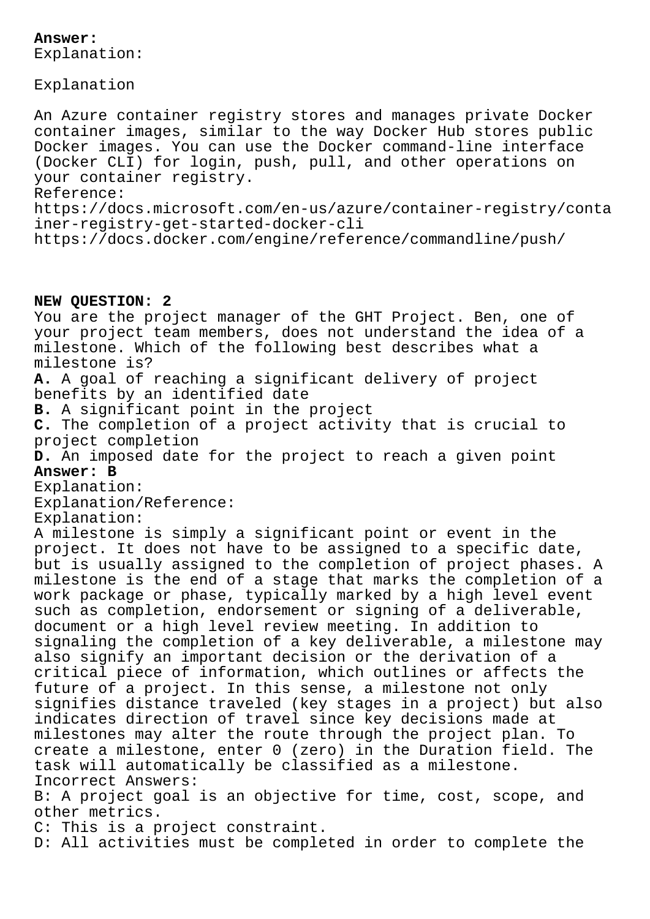**Answer:**
Explanation:

Explanation

An Azure container registry stores and manages private Docker container images, similar to the way Docker Hub stores public Docker images. You can use the Docker command-line interface (Docker CLI) for login, push, pull, and other operations on your container registry.
Reference:
https://docs.microsoft.com/en-us/azure/container-registry/container-registry-get-started-docker-cli
https://docs.docker.com/engine/reference/commandline/push/

**NEW QUESTION: 2**
You are the project manager of the GHT Project. Ben, one of your project team members, does not understand the idea of a milestone. Which of the following best describes what a milestone is?
**A.** A goal of reaching a significant delivery of project benefits by an identified date
**B.** A significant point in the project
**C.** The completion of a project activity that is crucial to project completion
**D.** An imposed date for the project to reach a given point
**Answer: B**
Explanation:
Explanation/Reference:
Explanation:
A milestone is simply a significant point or event in the project. It does not have to be assigned to a specific date, but is usually assigned to the completion of project phases. A milestone is the end of a stage that marks the completion of a work package or phase, typically marked by a high level event such as completion, endorsement or signing of a deliverable, document or a high level review meeting. In addition to signaling the completion of a key deliverable, a milestone may also signify an important decision or the derivation of a critical piece of information, which outlines or affects the future of a project. In this sense, a milestone not only signifies distance traveled (key stages in a project) but also indicates direction of travel since key decisions made at milestones may alter the route through the project plan. To create a milestone, enter 0 (zero) in the Duration field. The task will automatically be classified as a milestone.
Incorrect Answers:
B: A project goal is an objective for time, cost, scope, and other metrics.
C: This is a project constraint.
D: All activities must be completed in order to complete the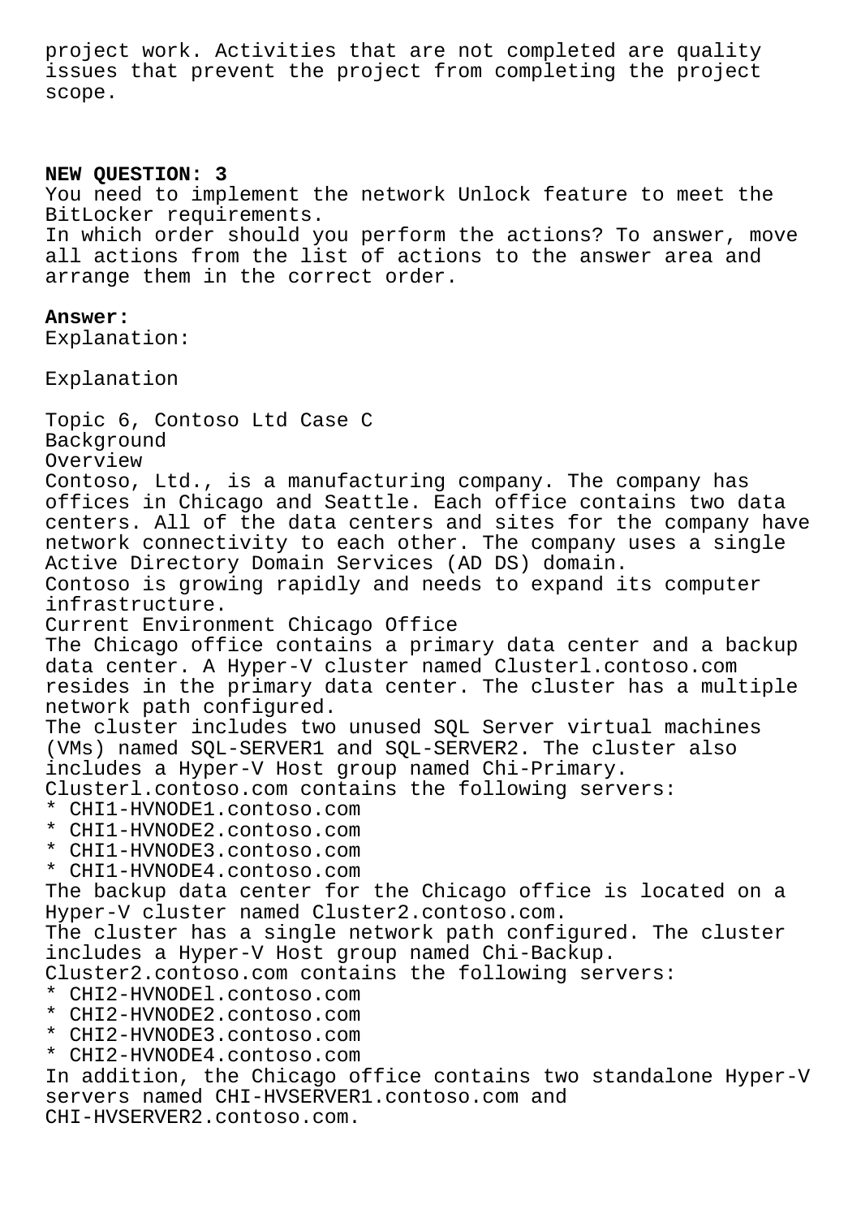project work. Activities that are not completed are quality issues that prevent the project from completing the project scope.

**NEW QUESTION: 3**

You need to implement the network Unlock feature to meet the BitLocker requirements.
In which order should you perform the actions? To answer, move all actions from the list of actions to the answer area and arrange them in the correct order.

**Answer:**

Explanation:

Explanation

Topic 6, Contoso Ltd Case C
Background
Overview
Contoso, Ltd., is a manufacturing company. The company has offices in Chicago and Seattle. Each office contains two data centers. All of the data centers and sites for the company have network connectivity to each other. The company uses a single Active Directory Domain Services (AD DS) domain.
Contoso is growing rapidly and needs to expand its computer infrastructure.
Current Environment Chicago Office
The Chicago office contains a primary data center and a backup data center. A Hyper-V cluster named Clusterl.contoso.com resides in the primary data center. The cluster has a multiple network path configured.
The cluster includes two unused SQL Server virtual machines (VMs) named SQL-SERVER1 and SQL-SERVER2. The cluster also includes a Hyper-V Host group named Chi-Primary.
Clusterl.contoso.com contains the following servers:
* CHI1-HVNODE1.contoso.com
* CHI1-HVNODE2.contoso.com
* CHI1-HVNODE3.contoso.com
* CHI1-HVNODE4.contoso.com
The backup data center for the Chicago office is located on a Hyper-V cluster named Cluster2.contoso.com.
The cluster has a single network path configured. The cluster includes a Hyper-V Host group named Chi-Backup.
Cluster2.contoso.com contains the following servers:
* CHI2-HVNODEl.contoso.com
* CHI2-HVNODE2.contoso.com
* CHI2-HVNODE3.contoso.com
* CHI2-HVNODE4.contoso.com
In addition, the Chicago office contains two standalone Hyper-V servers named CHI-HVSERVER1.contoso.com and CHI-HVSERVER2.contoso.com.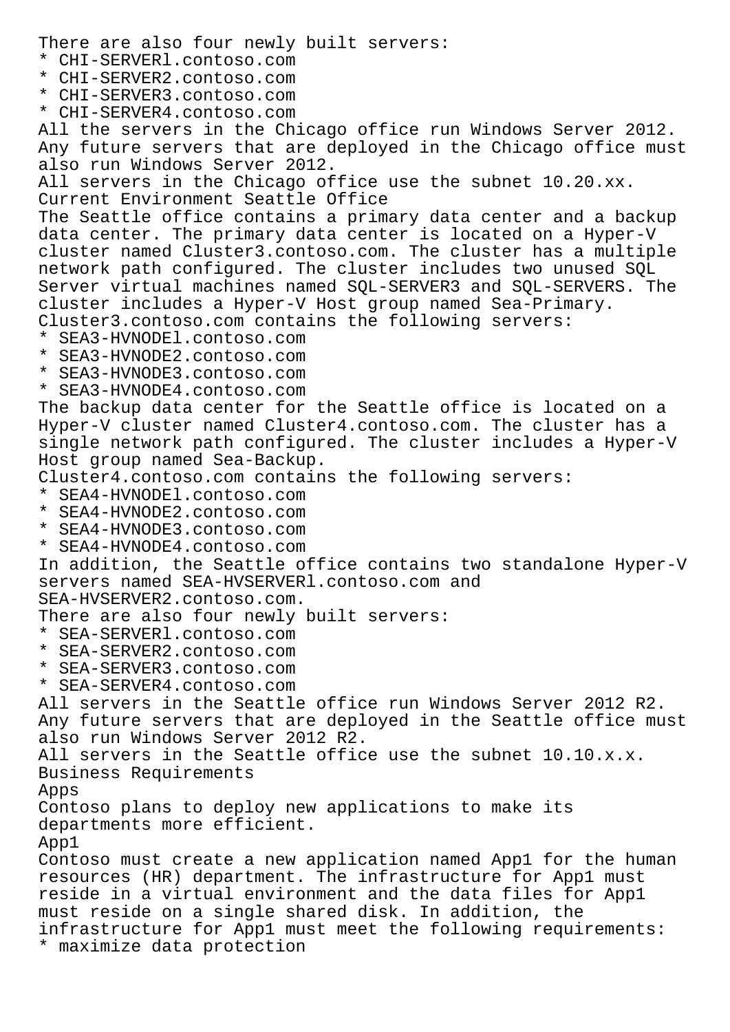There are also four newly built servers:

* CHI-SERVERl.contoso.com
* CHI-SERVER2.contoso.com
* CHI-SERVER3.contoso.com
* CHI-SERVER4.contoso.com

All the servers in the Chicago office run Windows Server 2012. Any future servers that are deployed in the Chicago office must also run Windows Server 2012.
All servers in the Chicago office use the subnet 10.20.xx.
Current Environment Seattle Office
The Seattle office contains a primary data center and a backup data center. The primary data center is located on a Hyper-V cluster named Cluster3.contoso.com. The cluster has a multiple network path configured. The cluster includes two unused SQL Server virtual machines named SQL-SERVER3 and SQL-SERVERS. The cluster includes a Hyper-V Host group named Sea-Primary.
Cluster3.contoso.com contains the following servers:

* SEA3-HVNODEl.contoso.com
* SEA3-HVNODE2.contoso.com
* SEA3-HVNODE3.contoso.com
* SEA3-HVNODE4.contoso.com

The backup data center for the Seattle office is located on a Hyper-V cluster named Cluster4.contoso.com. The cluster has a single network path configured. The cluster includes a Hyper-V Host group named Sea-Backup.
Cluster4.contoso.com contains the following servers:

* SEA4-HVNODEl.contoso.com
* SEA4-HVNODE2.contoso.com
* SEA4-HVNODE3.contoso.com
* SEA4-HVNODE4.contoso.com

In addition, the Seattle office contains two standalone Hyper-V servers named SEA-HVSERVERl.contoso.com and SEA-HVSERVER2.contoso.com.
There are also four newly built servers:

* SEA-SERVERl.contoso.com
* SEA-SERVER2.contoso.com
* SEA-SERVER3.contoso.com
* SEA-SERVER4.contoso.com

All servers in the Seattle office run Windows Server 2012 R2. Any future servers that are deployed in the Seattle office must also run Windows Server 2012 R2.
All servers in the Seattle office use the subnet 10.10.x.x.
Business Requirements
Apps
Contoso plans to deploy new applications to make its departments more efficient.
App1
Contoso must create a new application named App1 for the human resources (HR) department. The infrastructure for App1 must reside in a virtual environment and the data files for App1 must reside on a single shared disk. In addition, the infrastructure for App1 must meet the following requirements:

* maximize data protection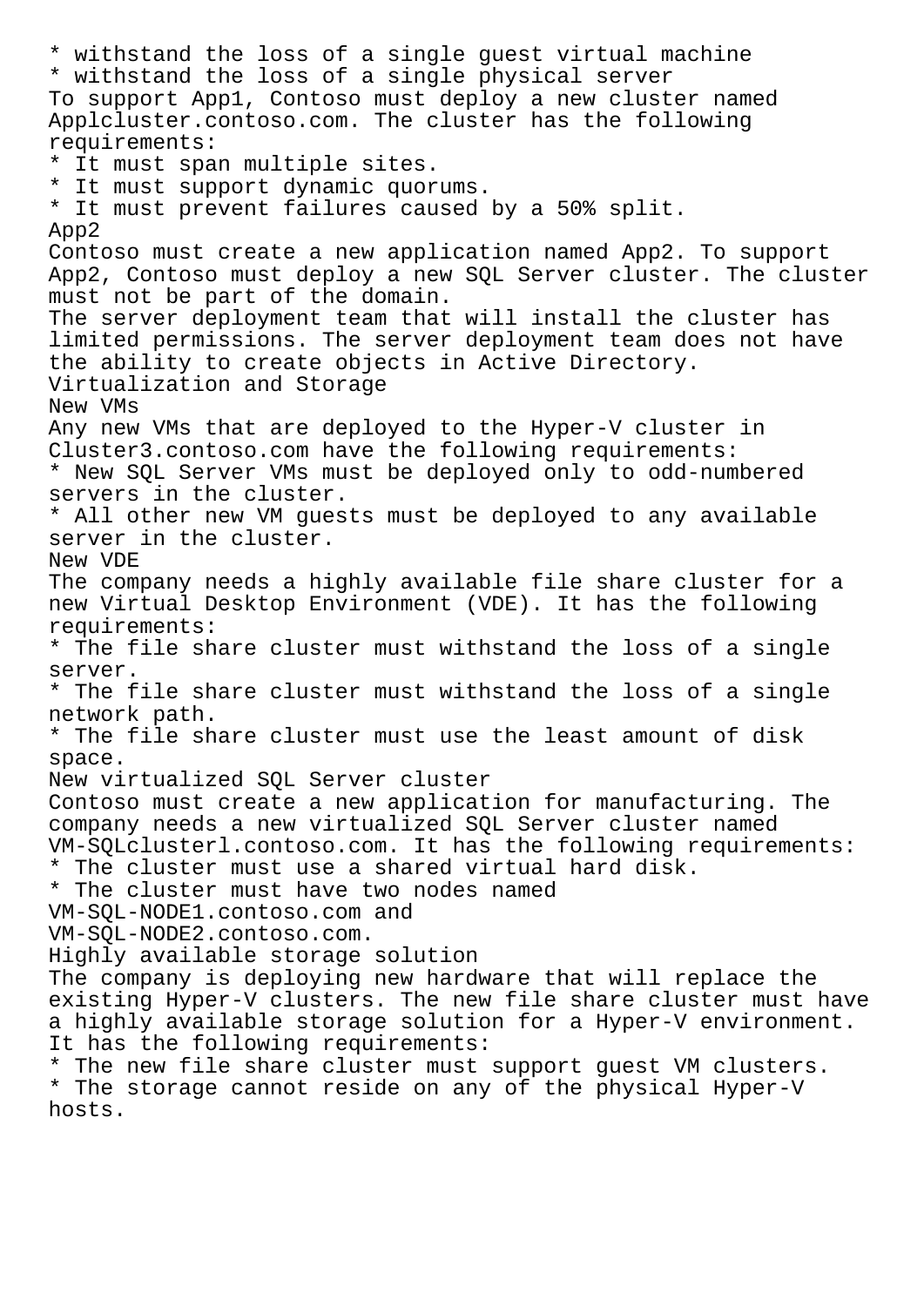* withstand the loss of a single guest virtual machine
* withstand the loss of a single physical server

To support App1, Contoso must deploy a new cluster named Applcluster.contoso.com. The cluster has the following requirements:

* It must span multiple sites.
* It must support dynamic quorums.
* It must prevent failures caused by a 50% split.

App2

Contoso must create a new application named App2. To support App2, Contoso must deploy a new SQL Server cluster. The cluster must not be part of the domain.

The server deployment team that will install the cluster has limited permissions. The server deployment team does not have the ability to create objects in Active Directory.

Virtualization and Storage

New VMs

Any new VMs that are deployed to the Hyper-V cluster in Cluster3.contoso.com have the following requirements:

* New SQL Server VMs must be deployed only to odd-numbered servers in the cluster.
* All other new VM guests must be deployed to any available server in the cluster.

New VDE

The company needs a highly available file share cluster for a new Virtual Desktop Environment (VDE). It has the following requirements:

* The file share cluster must withstand the loss of a single server.
* The file share cluster must withstand the loss of a single network path.
* The file share cluster must use the least amount of disk space.

New virtualized SQL Server cluster

Contoso must create a new application for manufacturing. The company needs a new virtualized SQL Server cluster named VM-SQLclusterl.contoso.com. It has the following requirements:

* The cluster must use a shared virtual hard disk.
* The cluster must have two nodes named VM-SQL-NODE1.contoso.com and VM-SQL-NODE2.contoso.com.

Highly available storage solution

The company is deploying new hardware that will replace the existing Hyper-V clusters. The new file share cluster must have a highly available storage solution for a Hyper-V environment. It has the following requirements:

* The new file share cluster must support guest VM clusters.
* The storage cannot reside on any of the physical Hyper-V hosts.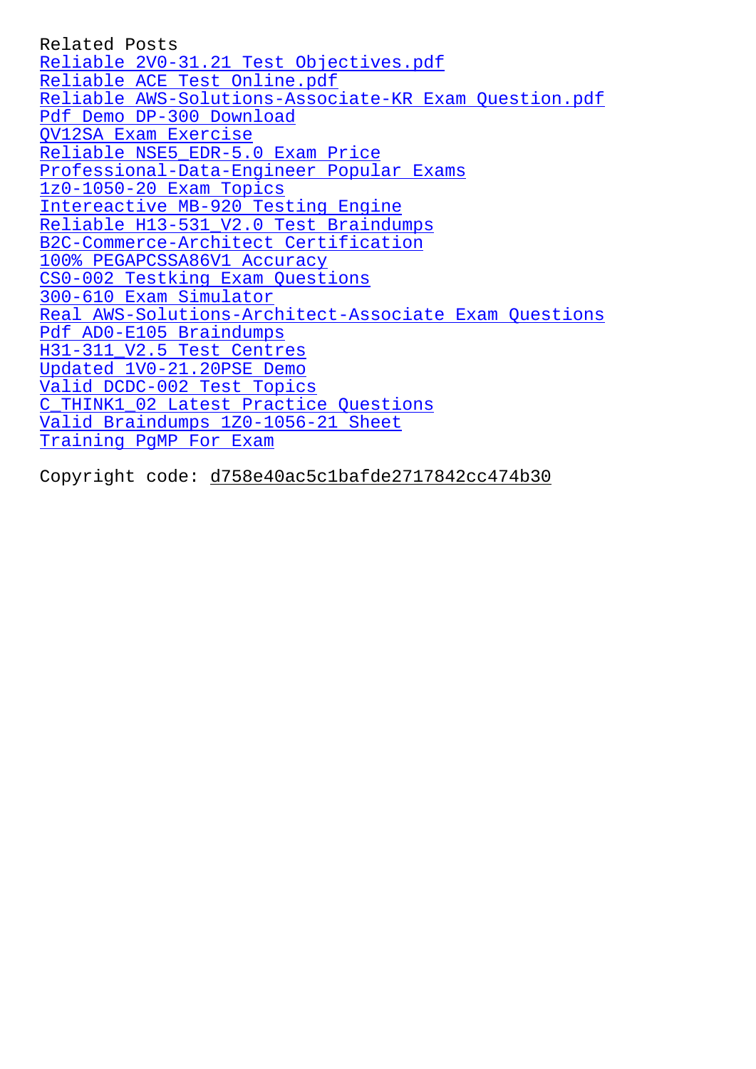Related Posts

Reliable 2V0-31.21 Test Objectives.pdf
Reliable ACE Test Online.pdf
Reliable AWS-Solutions-Associate-KR Exam Question.pdf
Pdf Demo DP-300 Download
QV12SA Exam Exercise
Reliable NSE5_EDR-5.0 Exam Price
Professional-Data-Engineer Popular Exams
1z0-1050-20 Exam Topics
Intereactive MB-920 Testing Engine
Reliable H13-531_V2.0 Test Braindumps
B2C-Commerce-Architect Certification
100% PEGAPCSSA86V1 Accuracy
CS0-002 Testking Exam Questions
300-610 Exam Simulator
Real AWS-Solutions-Architect-Associate Exam Questions
Pdf AD0-E105 Braindumps
H31-311_V2.5 Test Centres
Updated 1V0-21.20PSE Demo
Valid DCDC-002 Test Topics
C_THINK1_02 Latest Practice Questions
Valid Braindumps 1Z0-1056-21 Sheet
Training PgMP For Exam

Copyright code: d758e40ac5c1bafde2717842cc474b30